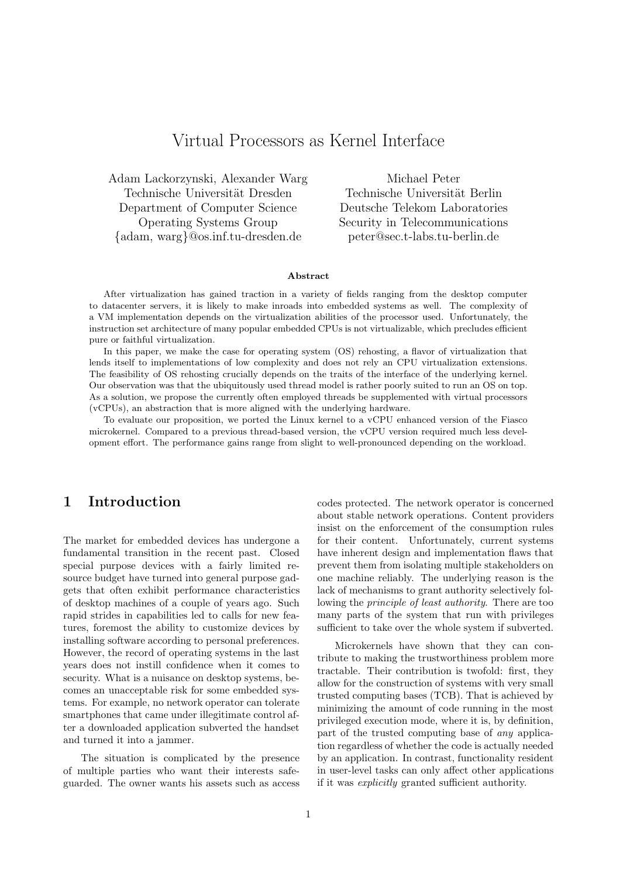# Virtual Processors as Kernel Interface

Adam Lackorzynski, Alexander Warg
Technische Universität Dresden
Department of Computer Science
Operating Systems Group
{adam, warg}@os.inf.tu-dresden.de

Michael Peter
Technische Universität Berlin
Deutsche Telekom Laboratories
Security in Telecommunications
peter@sec.t-labs.tu-berlin.de

### Abstract

After virtualization has gained traction in a variety of fields ranging from the desktop computer to datacenter servers, it is likely to make inroads into embedded systems as well. The complexity of a VM implementation depends on the virtualization abilities of the processor used. Unfortunately, the instruction set architecture of many popular embedded CPUs is not virtualizable, which precludes efficient pure or faithful virtualization.

In this paper, we make the case for operating system (OS) rehosting, a flavor of virtualization that lends itself to implementations of low complexity and does not rely an CPU virtualization extensions. The feasibility of OS rehosting crucially depends on the traits of the interface of the underlying kernel. Our observation was that the ubiquitously used thread model is rather poorly suited to run an OS on top. As a solution, we propose the currently often employed threads be supplemented with virtual processors (vCPUs), an abstraction that is more aligned with the underlying hardware.

To evaluate our proposition, we ported the Linux kernel to a vCPU enhanced version of the Fiasco microkernel. Compared to a previous thread-based version, the vCPU version required much less development effort. The performance gains range from slight to well-pronounced depending on the workload.

## 1 Introduction

The market for embedded devices has undergone a fundamental transition in the recent past. Closed special purpose devices with a fairly limited resource budget have turned into general purpose gadgets that often exhibit performance characteristics of desktop machines of a couple of years ago. Such rapid strides in capabilities led to calls for new features, foremost the ability to customize devices by installing software according to personal preferences. However, the record of operating systems in the last years does not instill confidence when it comes to security. What is a nuisance on desktop systems, becomes an unacceptable risk for some embedded systems. For example, no network operator can tolerate smartphones that came under illegitimate control after a downloaded application subverted the handset and turned it into a jammer.

The situation is complicated by the presence of multiple parties who want their interests safeguarded. The owner wants his assets such as access codes protected. The network operator is concerned about stable network operations. Content providers insist on the enforcement of the consumption rules for their content. Unfortunately, current systems have inherent design and implementation flaws that prevent them from isolating multiple stakeholders on one machine reliably. The underlying reason is the lack of mechanisms to grant authority selectively following the *principle of least authority*. There are too many parts of the system that run with privileges sufficient to take over the whole system if subverted.

Microkernels have shown that they can contribute to making the trustworthiness problem more tractable. Their contribution is twofold: first, they allow for the construction of systems with very small trusted computing bases (TCB). That is achieved by minimizing the amount of code running in the most privileged execution mode, where it is, by definition, part of the trusted computing base of *any* application regardless of whether the code is actually needed by an application. In contrast, functionality resident in user-level tasks can only affect other applications if it was *explicitly* granted sufficient authority.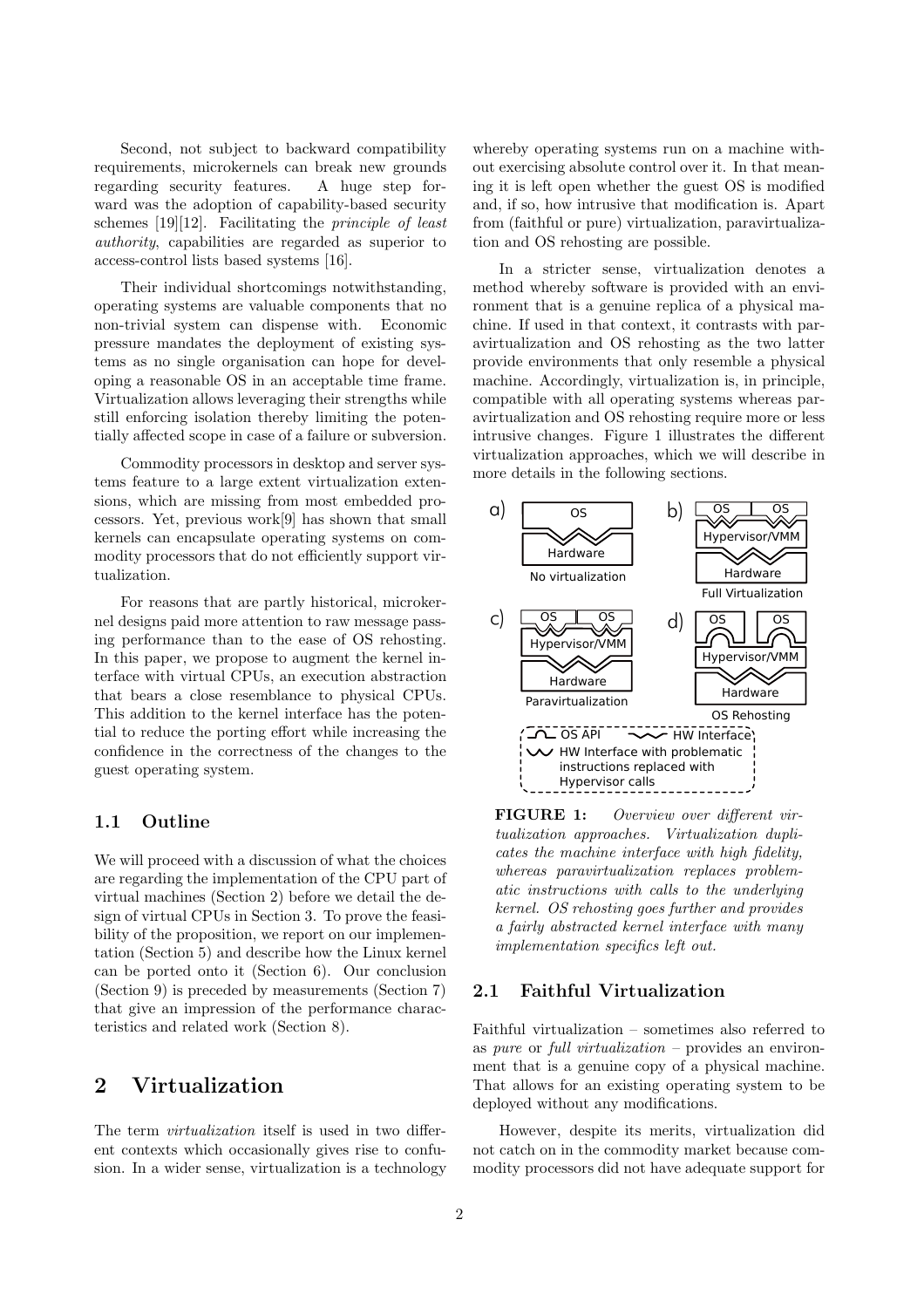Second, not subject to backward compatibility requirements, microkernels can break new grounds regarding security features. A huge step forward was the adoption of capability-based security schemes [19][12]. Facilitating the *principle of least authority*, capabilities are regarded as superior to access-control lists based systems [16].

Their individual shortcomings notwithstanding, operating systems are valuable components that no non-trivial system can dispense with. Economic pressure mandates the deployment of existing systems as no single organisation can hope for developing a reasonable OS in an acceptable time frame. Virtualization allows leveraging their strengths while still enforcing isolation thereby limiting the potentially affected scope in case of a failure or subversion.

Commodity processors in desktop and server systems feature to a large extent virtualization extensions, which are missing from most embedded processors. Yet, previous work[9] has shown that small kernels can encapsulate operating systems on commodity processors that do not efficiently support virtualization.

For reasons that are partly historical, microkernel designs paid more attention to raw message passing performance than to the ease of OS rehosting. In this paper, we propose to augment the kernel interface with virtual CPUs, an execution abstraction that bears a close resemblance to physical CPUs. This addition to the kernel interface has the potential to reduce the porting effort while increasing the confidence in the correctness of the changes to the guest operating system.

### 1.1 Outline

We will proceed with a discussion of what the choices are regarding the implementation of the CPU part of virtual machines (Section 2) before we detail the design of virtual CPUs in Section 3. To prove the feasibility of the proposition, we report on our implementation (Section 5) and describe how the Linux kernel can be ported onto it (Section 6). Our conclusion (Section 9) is preceded by measurements (Section 7) that give an impression of the performance characteristics and related work (Section 8).

## 2 Virtualization

The term *virtualization* itself is used in two different contexts which occasionally gives rise to confusion. In a wider sense, virtualization is a technology whereby operating systems run on a machine without exercising absolute control over it. In that meaning it is left open whether the guest OS is modified and, if so, how intrusive that modification is. Apart from (faithful or pure) virtualization, paravirtualization and OS rehosting are possible.

In a stricter sense, virtualization denotes a method whereby software is provided with an environment that is a genuine replica of a physical machine. If used in that context, it contrasts with paravirtualization and OS rehosting as the two latter provide environments that only resemble a physical machine. Accordingly, virtualization is, in principle, compatible with all operating systems whereas paravirtualization and OS rehosting require more or less intrusive changes. Figure 1 illustrates the different virtualization approaches, which we will describe in more details in the following sections.

**FIGURE 1:** *Overview over different virtualization approaches. Virtualization duplicates the machine interface with high fidelity, whereas paravirtualization replaces problematic instructions with calls to the underlying kernel. OS rehosting goes further and provides a fairly abstracted kernel interface with many implementation specifics left out.*

### 2.1 Faithful Virtualization

Faithful virtualization – sometimes also referred to as *pure* or *full virtualization* – provides an environment that is a genuine copy of a physical machine. That allows for an existing operating system to be deployed without any modifications.

However, despite its merits, virtualization did not catch on in the commodity market because commodity processors did not have adequate support for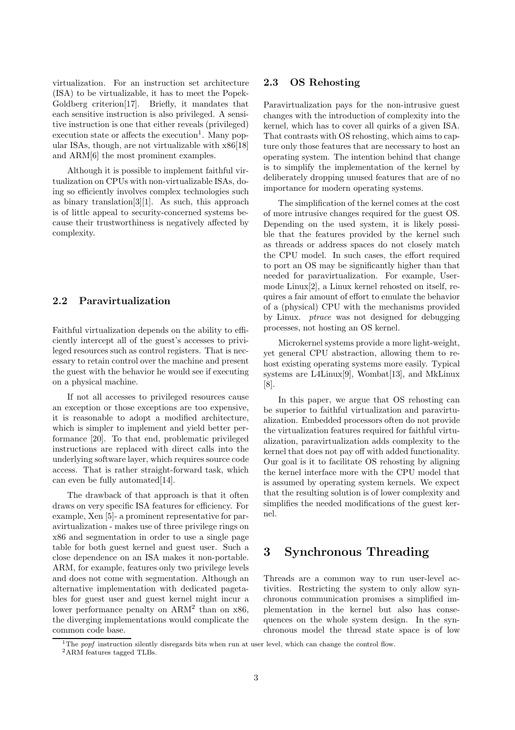virtualization. For an instruction set architecture (ISA) to be virtualizable, it has to meet the Popek-Goldberg criterion[17]. Briefly, it mandates that each sensitive instruction is also privileged. A sensitive instruction is one that either reveals (privileged) execution state or affects the execution[1]. Many popular ISAs, though, are not virtualizable with x86[18] and ARM[6] the most prominent examples.

Although it is possible to implement faithful virtualization on CPUs with non-virtualizable ISAs, doing so efficiently involves complex technologies such as binary translation[3][1]. As such, this approach is of little appeal to security-concerned systems because their trustworthiness is negatively affected by complexity.

### 2.2 Paravirtualization

Faithful virtualization depends on the ability to efficiently intercept all of the guest's accesses to privileged resources such as control registers. That is necessary to retain control over the machine and present the guest with the behavior he would see if executing on a physical machine.

If not all accesses to privileged resources cause an exception or those exceptions are too expensive, it is reasonable to adopt a modified architecture, which is simpler to implement and yield better performance [20]. To that end, problematic privileged instructions are replaced with direct calls into the underlying software layer, which requires source code access. That is rather straight-forward task, which can even be fully automated[14].

The drawback of that approach is that it often draws on very specific ISA features for efficiency. For example, Xen [5]- a prominent representative for paravirtualization - makes use of three privilege rings on x86 and segmentation in order to use a single page table for both guest kernel and guest user. Such a close dependence on an ISA makes it non-portable. ARM, for example, features only two privilege levels and does not come with segmentation. Although an alternative implementation with dedicated pagetables for guest user and guest kernel might incur a lower performance penalty on ARM[2] than on x86, the diverging implementations would complicate the common code base.

### 2.3 OS Rehosting

Paravirtualization pays for the non-intrusive guest changes with the introduction of complexity into the kernel, which has to cover all quirks of a given ISA. That contrasts with OS rehosting, which aims to capture only those features that are necessary to host an operating system. The intention behind that change is to simplify the implementation of the kernel by deliberately dropping unused features that are of no importance for modern operating systems.

The simplification of the kernel comes at the cost of more intrusive changes required for the guest OS. Depending on the used system, it is likely possible that the features provided by the kernel such as threads or address spaces do not closely match the CPU model. In such cases, the effort required to port an OS may be significantly higher than that needed for paravirtualization. For example, User-mode Linux[2], a Linux kernel rehosted on itself, requires a fair amount of effort to emulate the behavior of a (physical) CPU with the mechanisms provided by Linux. *ptrace* was not designed for debugging processes, not hosting an OS kernel.

Microkernel systems provide a more light-weight, yet general CPU abstraction, allowing them to rehost existing operating systems more easily. Typical systems are L4Linux[9], Wombat[13], and MkLinux [8].

In this paper, we argue that OS rehosting can be superior to faithful virtualization and paravirtualization. Embedded processors often do not provide the virtualization features required for faithful virtualization, paravirtualization adds complexity to the kernel that does not pay off with added functionality. Our goal is it to facilitate OS rehosting by aligning the kernel interface more with the CPU model that is assumed by operating system kernels. We expect that the resulting solution is of lower complexity and simplifies the needed modifications of the guest kernel.

## 3 Synchronous Threading

Threads are a common way to run user-level activities. Restricting the system to only allow synchronous communication promises a simplified implementation in the kernel but also has consequences on the whole system design. In the synchronous model the thread state space is of low

[1] The *popf* instruction silently disregards bits when run at user level, which can change the control flow.

[2] ARM features tagged TLBs.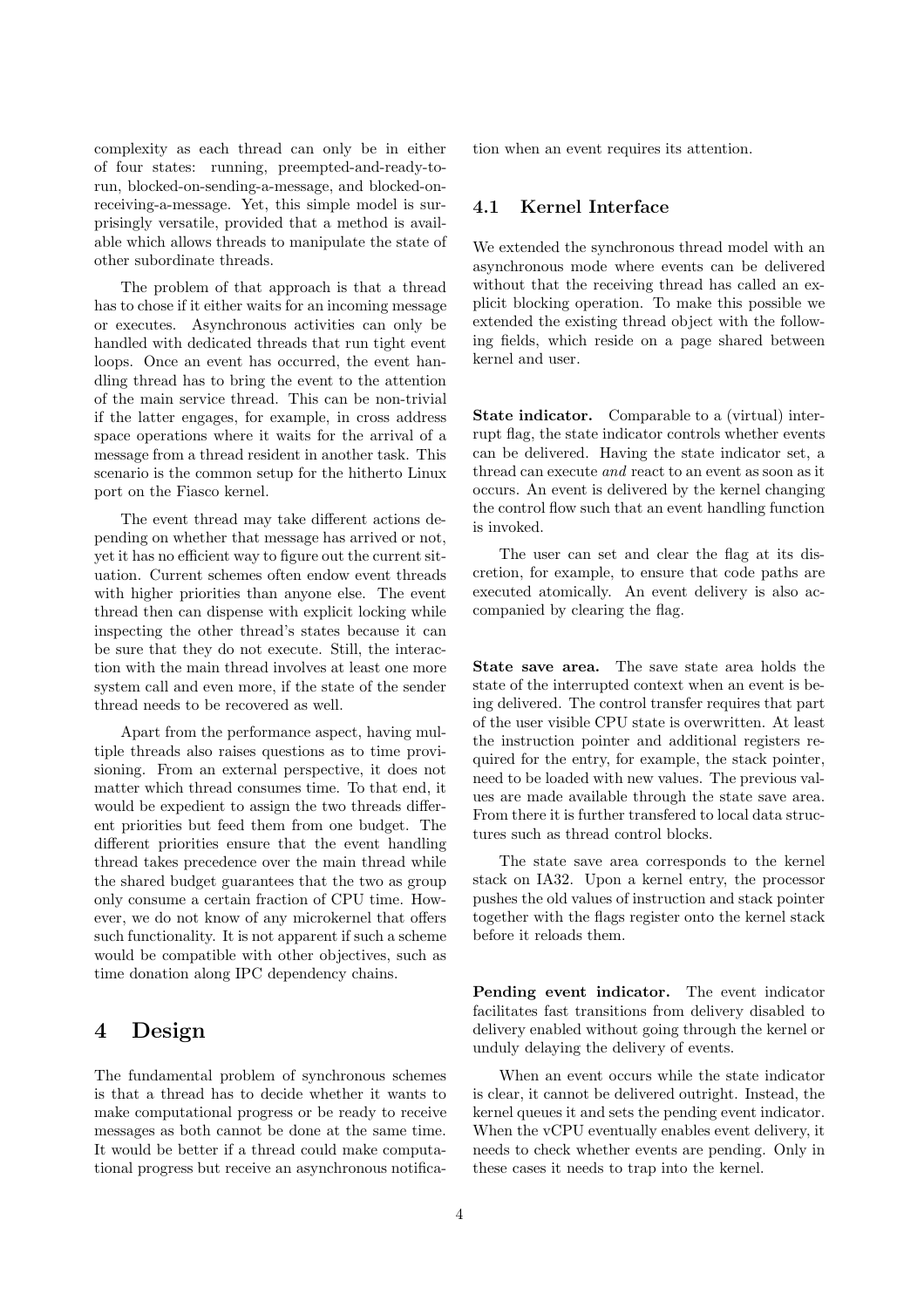complexity as each thread can only be in either of four states: running, preempted-and-ready-to-run, blocked-on-sending-a-message, and blocked-on-receiving-a-message. Yet, this simple model is surprisingly versatile, provided that a method is available which allows threads to manipulate the state of other subordinate threads.

The problem of that approach is that a thread has to chose if it either waits for an incoming message or executes. Asynchronous activities can only be handled with dedicated threads that run tight event loops. Once an event has occurred, the event handling thread has to bring the event to the attention of the main service thread. This can be non-trivial if the latter engages, for example, in cross address space operations where it waits for the arrival of a message from a thread resident in another task. This scenario is the common setup for the hitherto Linux port on the Fiasco kernel.

The event thread may take different actions depending on whether that message has arrived or not, yet it has no efficient way to figure out the current situation. Current schemes often endow event threads with higher priorities than anyone else. The event thread then can dispense with explicit locking while inspecting the other thread's states because it can be sure that they do not execute. Still, the interaction with the main thread involves at least one more system call and even more, if the state of the sender thread needs to be recovered as well.

Apart from the performance aspect, having multiple threads also raises questions as to time provisioning. From an external perspective, it does not matter which thread consumes time. To that end, it would be expedient to assign the two threads different priorities but feed them from one budget. The different priorities ensure that the event handling thread takes precedence over the main thread while the shared budget guarantees that the two as group only consume a certain fraction of CPU time. However, we do not know of any microkernel that offers such functionality. It is not apparent if such a scheme would be compatible with other objectives, such as time donation along IPC dependency chains.

# 4 Design

The fundamental problem of synchronous schemes is that a thread has to decide whether it wants to make computational progress or be ready to receive messages as both cannot be done at the same time. It would be better if a thread could make computational progress but receive an asynchronous notification when an event requires its attention.

## 4.1 Kernel Interface

We extended the synchronous thread model with an asynchronous mode where events can be delivered without that the receiving thread has called an explicit blocking operation. To make this possible we extended the existing thread object with the following fields, which reside on a page shared between kernel and user.

**State indicator.** Comparable to a (virtual) interrupt flag, the state indicator controls whether events can be delivered. Having the state indicator set, a thread can execute *and* react to an event as soon as it occurs. An event is delivered by the kernel changing the control flow such that an event handling function is invoked.

The user can set and clear the flag at its discretion, for example, to ensure that code paths are executed atomically. An event delivery is also accompanied by clearing the flag.

**State save area.** The save state area holds the state of the interrupted context when an event is being delivered. The control transfer requires that part of the user visible CPU state is overwritten. At least the instruction pointer and additional registers required for the entry, for example, the stack pointer, need to be loaded with new values. The previous values are made available through the state save area. From there it is further transfered to local data structures such as thread control blocks.

The state save area corresponds to the kernel stack on IA32. Upon a kernel entry, the processor pushes the old values of instruction and stack pointer together with the flags register onto the kernel stack before it reloads them.

**Pending event indicator.** The event indicator facilitates fast transitions from delivery disabled to delivery enabled without going through the kernel or unduly delaying the delivery of events.

When an event occurs while the state indicator is clear, it cannot be delivered outright. Instead, the kernel queues it and sets the pending event indicator. When the vCPU eventually enables event delivery, it needs to check whether events are pending. Only in these cases it needs to trap into the kernel.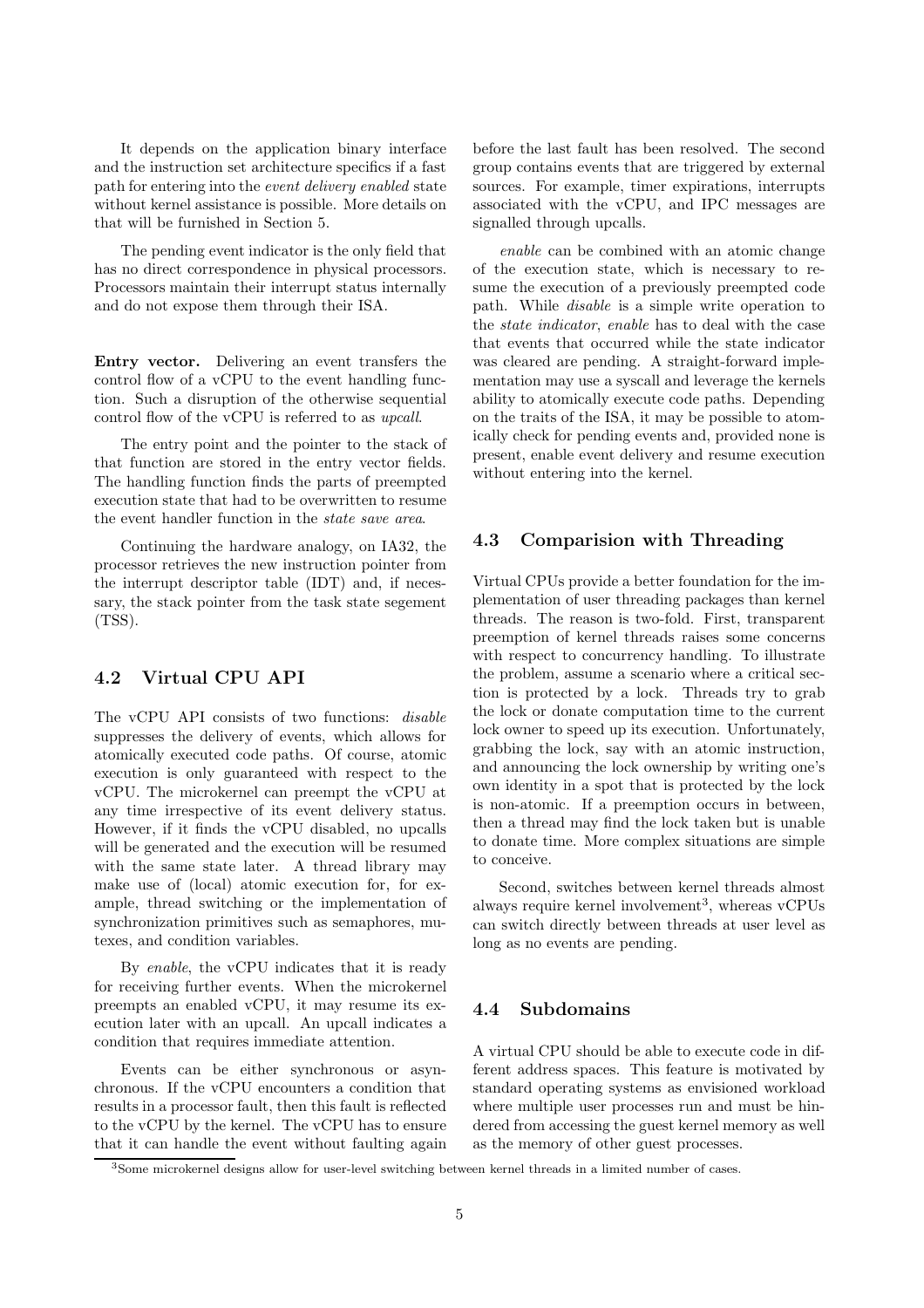It depends on the application binary interface and the instruction set architecture specifics if a fast path for entering into the *event delivery enabled* state without kernel assistance is possible. More details on that will be furnished in Section 5.

The pending event indicator is the only field that has no direct correspondence in physical processors. Processors maintain their interrupt status internally and do not expose them through their ISA.

**Entry vector.** Delivering an event transfers the control flow of a vCPU to the event handling function. Such a disruption of the otherwise sequential control flow of the vCPU is referred to as *upcall*.

The entry point and the pointer to the stack of that function are stored in the entry vector fields. The handling function finds the parts of preempted execution state that had to be overwritten to resume the event handler function in the *state save area*.

Continuing the hardware analogy, on IA32, the processor retrieves the new instruction pointer from the interrupt descriptor table (IDT) and, if necessary, the stack pointer from the task state segement (TSS).

## 4.2 Virtual CPU API

The vCPU API consists of two functions: *disable* suppresses the delivery of events, which allows for atomically executed code paths. Of course, atomic execution is only guaranteed with respect to the vCPU. The microkernel can preempt the vCPU at any time irrespective of its event delivery status. However, if it finds the vCPU disabled, no upcalls will be generated and the execution will be resumed with the same state later. A thread library may make use of (local) atomic execution for, for example, thread switching or the implementation of synchronization primitives such as semaphores, mutexes, and condition variables.

By *enable*, the vCPU indicates that it is ready for receiving further events. When the microkernel preempts an enabled vCPU, it may resume its execution later with an upcall. An upcall indicates a condition that requires immediate attention.

Events can be either synchronous or asynchronous. If the vCPU encounters a condition that results in a processor fault, then this fault is reflected to the vCPU by the kernel. The vCPU has to ensure that it can handle the event without faulting again before the last fault has been resolved. The second group contains events that are triggered by external sources. For example, timer expirations, interrupts associated with the vCPU, and IPC messages are signalled through upcalls.

*enable* can be combined with an atomic change of the execution state, which is necessary to resume the execution of a previously preempted code path. While *disable* is a simple write operation to the *state indicator*, *enable* has to deal with the case that events that occurred while the state indicator was cleared are pending. A straight-forward implementation may use a syscall and leverage the kernels ability to atomically execute code paths. Depending on the traits of the ISA, it may be possible to atomically check for pending events and, provided none is present, enable event delivery and resume execution without entering into the kernel.

## 4.3 Comparision with Threading

Virtual CPUs provide a better foundation for the implementation of user threading packages than kernel threads. The reason is two-fold. First, transparent preemption of kernel threads raises some concerns with respect to concurrency handling. To illustrate the problem, assume a scenario where a critical section is protected by a lock. Threads try to grab the lock or donate computation time to the current lock owner to speed up its execution. Unfortunately, grabbing the lock, say with an atomic instruction, and announcing the lock ownership by writing one's own identity in a spot that is protected by the lock is non-atomic. If a preemption occurs in between, then a thread may find the lock taken but is unable to donate time. More complex situations are simple to conceive.

Second, switches between kernel threads almost always require kernel involvement[3], whereas vCPUs can switch directly between threads at user level as long as no events are pending.

## 4.4 Subdomains

A virtual CPU should be able to execute code in different address spaces. This feature is motivated by standard operating systems as envisioned workload where multiple user processes run and must be hindered from accessing the guest kernel memory as well as the memory of other guest processes.

[3] Some microkernel designs allow for user-level switching between kernel threads in a limited number of cases.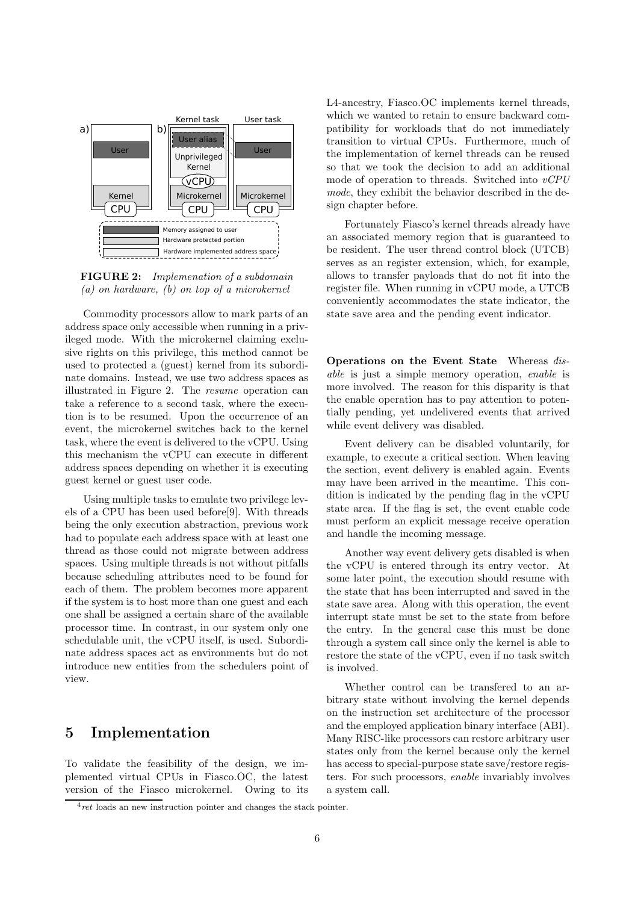**FIGURE 2:** *Implemenation of a subdomain (a) on hardware, (b) on top of a microkernel*

Commodity processors allow to mark parts of an address space only accessible when running in a privileged mode. With the microkernel claiming exclusive rights on this privilege, this method cannot be used to protected a (guest) kernel from its subordinate domains. Instead, we use two address spaces as illustrated in Figure 2. The *resume* operation can take a reference to a second task, where the execution is to be resumed. Upon the occurrence of an event, the microkernel switches back to the kernel task, where the event is delivered to the vCPU. Using this mechanism the vCPU can execute in different address spaces depending on whether it is executing guest kernel or guest user code.

Using multiple tasks to emulate two privilege levels of a CPU has been used before[9]. With threads being the only execution abstraction, previous work had to populate each address space with at least one thread as those could not migrate between address spaces. Using multiple threads is not without pitfalls because scheduling attributes need to be found for each of them. The problem becomes more apparent if the system is to host more than one guest and each one shall be assigned a certain share of the available processor time. In contrast, in our system only one schedulable unit, the vCPU itself, is used. Subordinate address spaces act as environments but do not introduce new entities from the schedulers point of view.

## 5 Implementation

To validate the feasibility of the design, we implemented virtual CPUs in Fiasco.OC, the latest version of the Fiasco microkernel. Owing to its L4-ancestry, Fiasco.OC implements kernel threads, which we wanted to retain to ensure backward compatibility for workloads that do not immediately transition to virtual CPUs. Furthermore, much of the implementation of kernel threads can be reused so that we took the decision to add an additional mode of operation to threads. Switched into *vCPU mode*, they exhibit the behavior described in the design chapter before.

Fortunately Fiasco's kernel threads already have an associated memory region that is guaranteed to be resident. The user thread control block (UTCB) serves as an register extension, which, for example, allows to transfer payloads that do not fit into the register file. When running in vCPU mode, a UTCB conveniently accommodates the state indicator, the state save area and the pending event indicator.

**Operations on the Event State** Whereas *disable* is just a simple memory operation, *enable* is more involved. The reason for this disparity is that the enable operation has to pay attention to potentially pending, yet undelivered events that arrived while event delivery was disabled.

Event delivery can be disabled voluntarily, for example, to execute a critical section. When leaving the section, event delivery is enabled again. Events may have been arrived in the meantime. This condition is indicated by the pending flag in the vCPU state area. If the flag is set, the event enable code must perform an explicit message receive operation and handle the incoming message.

Another way event delivery gets disabled is when the vCPU is entered through its entry vector. At some later point, the execution should resume with the state that has been interrupted and saved in the state save area. Along with this operation, the event interrupt state must be set to the state from before the entry. In the general case this must be done through a system call since only the kernel is able to restore the state of the vCPU, even if no task switch is involved.

Whether control can be transfered to an arbitrary state without involving the kernel depends on the instruction set architecture of the processor and the employed application binary interface (ABI). Many RISC-like processors can restore arbitrary user states only from the kernel because only the kernel has access to special-purpose state save/restore registers. For such processors, *enable* invariably involves a system call.

[4] *ret* loads an new instruction pointer and changes the stack pointer.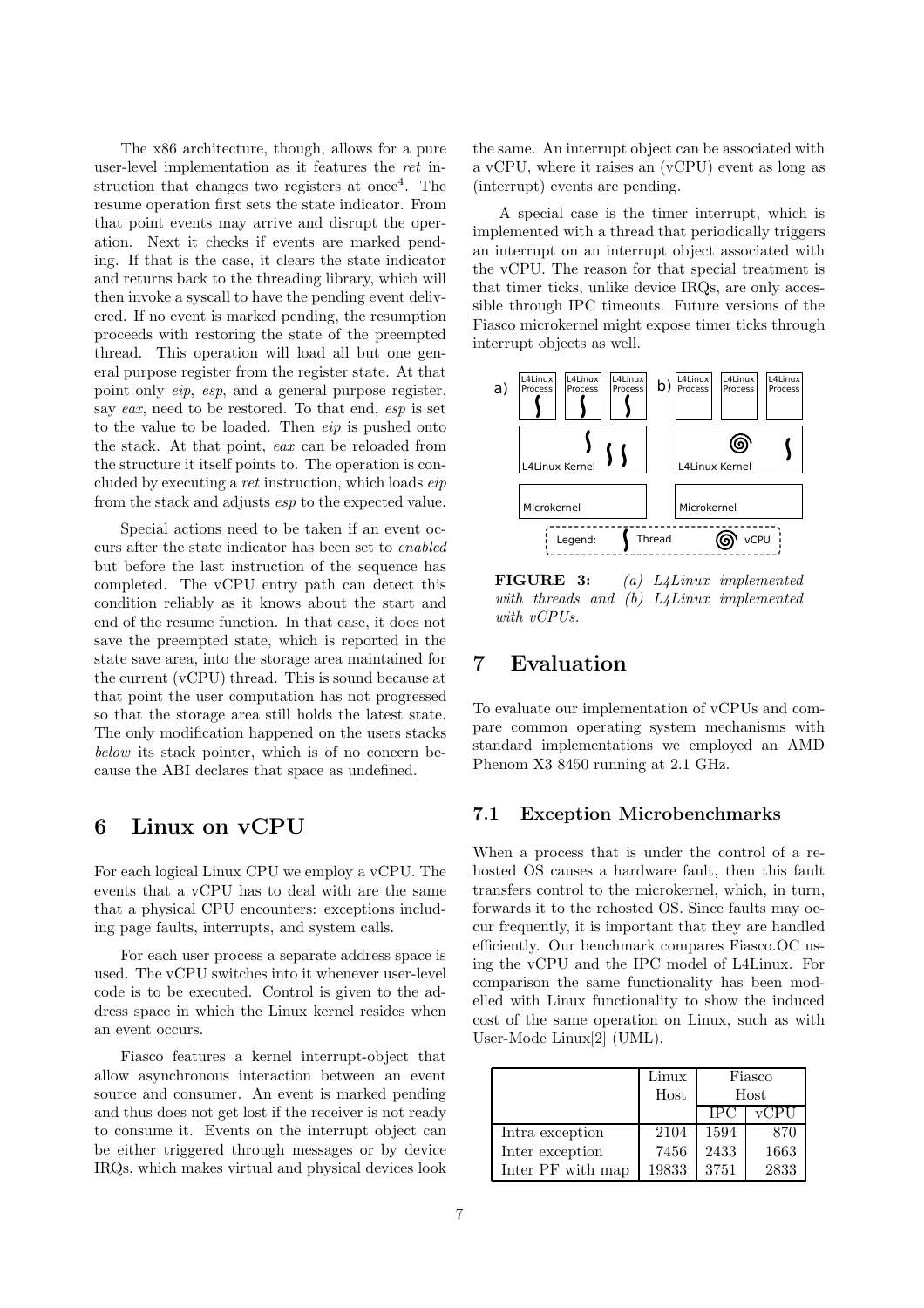The x86 architecture, though, allows for a pure user-level implementation as it features the *ret* instruction that changes two registers at once[4]. The resume operation first sets the state indicator. From that point events may arrive and disrupt the operation. Next it checks if events are marked pending. If that is the case, it clears the state indicator and returns back to the threading library, which will then invoke a syscall to have the pending event delivered. If no event is marked pending, the resumption proceeds with restoring the state of the preempted thread. This operation will load all but one general purpose register from the register state. At that point only *eip*, *esp*, and a general purpose register, say *eax*, need to be restored. To that end, *esp* is set to the value to be loaded. Then *eip* is pushed onto the stack. At that point, *eax* can be reloaded from the structure it itself points to. The operation is concluded by executing a *ret* instruction, which loads *eip* from the stack and adjusts *esp* to the expected value.

Special actions need to be taken if an event occurs after the state indicator has been set to *enabled* but before the last instruction of the sequence has completed. The vCPU entry path can detect this condition reliably as it knows about the start and end of the resume function. In that case, it does not save the preempted state, which is reported in the state save area, into the storage area maintained for the current (vCPU) thread. This is sound because at that point the user computation has not progressed so that the storage area still holds the latest state. The only modification happened on the users stacks *below* its stack pointer, which is of no concern because the ABI declares that space as undefined.

# 6 Linux on vCPU

For each logical Linux CPU we employ a vCPU. The events that a vCPU has to deal with are the same that a physical CPU encounters: exceptions including page faults, interrupts, and system calls.

For each user process a separate address space is used. The vCPU switches into it whenever user-level code is to be executed. Control is given to the address space in which the Linux kernel resides when an event occurs.

Fiasco features a kernel interrupt-object that allow asynchronous interaction between an event source and consumer. An event is marked pending and thus does not get lost if the receiver is not ready to consume it. Events on the interrupt object can be either triggered through messages or by device IRQs, which makes virtual and physical devices look the same. An interrupt object can be associated with a vCPU, where it raises an (vCPU) event as long as (interrupt) events are pending.

A special case is the timer interrupt, which is implemented with a thread that periodically triggers an interrupt on an interrupt object associated with the vCPU. The reason for that special treatment is that timer ticks, unlike device IRQs, are only accessible through IPC timeouts. Future versions of the Fiasco microkernel might expose timer ticks through interrupt objects as well.

**FIGURE 3:** *(a) L4Linux implemented with threads and (b) L4Linux implemented with vCPUs.*

# 7 Evaluation

To evaluate our implementation of vCPUs and compare common operating system mechanisms with standard implementations we employed an AMD Phenom X3 8450 running at 2.1 GHz.

## 7.1 Exception Microbenchmarks

When a process that is under the control of a rehosted OS causes a hardware fault, then this fault transfers control to the microkernel, which, in turn, forwards it to the rehosted OS. Since faults may occur frequently, it is important that they are handled efficiently. Our benchmark compares Fiasco.OC using the vCPU and the IPC model of L4Linux. For comparison the same functionality has been modelled with Linux functionality to show the induced cost of the same operation on Linux, such as with User-Mode Linux[2] (UML).

| | Linux Host | Fiasco Host | |
|---|---|---|---|
| | | IPC | vCPU |
| Intra exception | 2104 | 1594 | 870 |
| Inter exception | 7456 | 2433 | 1663 |
| Inter PF with map | 19833 | 3751 | 2833 |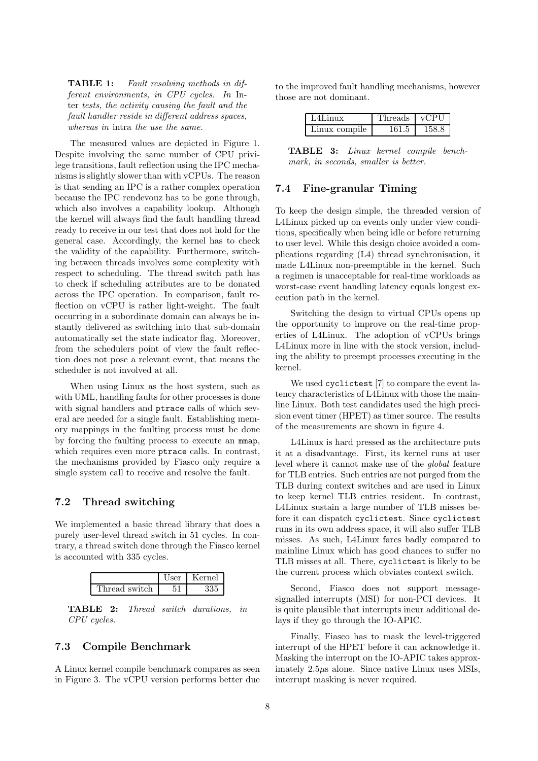**TABLE 1:** *Fault resolving methods in different environments, in CPU cycles. In* Inter *tests, the activity causing the fault and the fault handler reside in different address spaces, whereas in* intra *the use the same.*

The measured values are depicted in Figure 1. Despite involving the same number of CPU privilege transitions, fault reflection using the IPC mechanisms is slightly slower than with vCPUs. The reason is that sending an IPC is a rather complex operation because the IPC rendevouz has to be gone through, which also involves a capability lookup. Although the kernel will always find the fault handling thread ready to receive in our test that does not hold for the general case. Accordingly, the kernel has to check the validity of the capability. Furthermore, switching between threads involves some complexity with respect to scheduling. The thread switch path has to check if scheduling attributes are to be donated across the IPC operation. In comparison, fault reflection on vCPU is rather light-weight. The fault occurring in a subordinate domain can always be instantly delivered as switching into that sub-domain automatically set the state indicator flag. Moreover, from the schedulers point of view the fault reflection does not pose a relevant event, that means the scheduler is not involved at all.

When using Linux as the host system, such as with UML, handling faults for other processes is done with signal handlers and `ptrace` calls of which several are needed for a single fault. Establishing memory mappings in the faulting process must be done by forcing the faulting process to execute an `mmap`, which requires even more `ptrace` calls. In contrast, the mechanisms provided by Fiasco only require a single system call to receive and resolve the fault.

### 7.2 Thread switching

We implemented a basic thread library that does a purely user-level thread switch in 51 cycles. In contrary, a thread switch done through the Fiasco kernel is accounted with 335 cycles.

| | User | Kernel |
|---|---|---|
| Thread switch | 51 | 335 |

**TABLE 2:** *Thread switch durations, in CPU cycles.*

### 7.3 Compile Benchmark

A Linux kernel compile benchmark compares as seen in Figure 3. The vCPU version performs better due to the improved fault handling mechanisms, however those are not dominant.

| L4Linux | Threads | vCPU |
|---|---|---|
| Linux compile | 161.5 | 158.8 |

**TABLE 3:** *Linux kernel compile benchmark, in seconds, smaller is better.*

### 7.4 Fine-granular Timing

To keep the design simple, the threaded version of L4Linux picked up on events only under view conditions, specifically when being idle or before returning to user level. While this design choice avoided a complications regarding (L4) thread synchronisation, it made L4Linux non-preemptible in the kernel. Such a regimen is unacceptable for real-time workloads as worst-case event handling latency equals longest execution path in the kernel.

Switching the design to virtual CPUs opens up the opportunity to improve on the real-time properties of L4Linux. The adoption of vCPUs brings L4Linux more in line with the stock version, including the ability to preempt processes executing in the kernel.

We used `cyclictest` [7] to compare the event latency characteristics of L4Linux with those the mainline Linux. Both test candidates used the high precision event timer (HPET) as timer source. The results of the measurements are shown in figure 4.

L4Linux is hard pressed as the architecture puts it at a disadvantage. First, its kernel runs at user level where it cannot make use of the *global* feature for TLB entries. Such entries are not purged from the TLB during context switches and are used in Linux to keep kernel TLB entries resident. In contrast, L4Linux sustain a large number of TLB misses before it can dispatch `cyclictest`. Since `cyclictest` runs in its own address space, it will also suffer TLB misses. As such, L4Linux fares badly compared to mainline Linux which has good chances to suffer no TLB misses at all. There, `cyclictest` is likely to be the current process which obviates context switch.

Second, Fiasco does not support message-signalled interrupts (MSI) for non-PCI devices. It is quite plausible that interrupts incur additional delays if they go through the IO-APIC.

Finally, Fiasco has to mask the level-triggered interrupt of the HPET before it can acknowledge it. Masking the interrupt on the IO-APIC takes approximately $2.5\mu s$ alone. Since native Linux uses MSIs, interrupt masking is never required.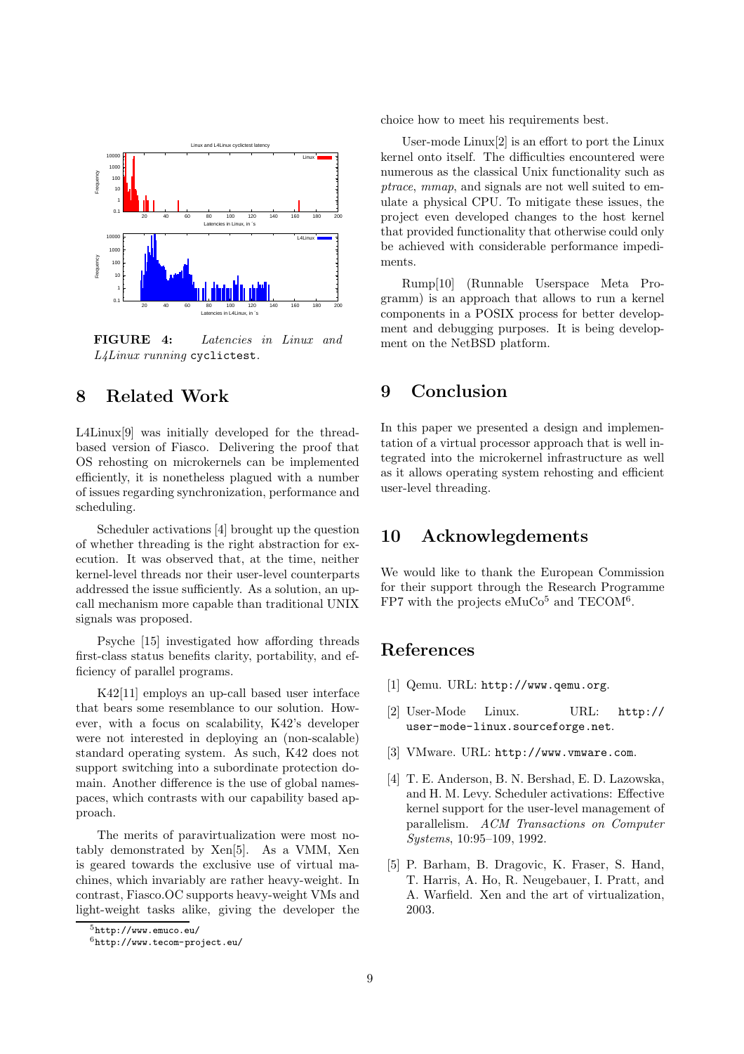FIGURE 4: *Latencies in Linux and L4Linux running* `cyclictest`.

## 8 Related Work

L4Linux[9] was initially developed for the thread-based version of Fiasco. Delivering the proof that OS rehosting on microkernels can be implemented efficiently, it is nonetheless plagued with a number of issues regarding synchronization, performance and scheduling.

Scheduler activations [4] brought up the question of whether threading is the right abstraction for execution. It was observed that, at the time, neither kernel-level threads nor their user-level counterparts addressed the issue sufficiently. As a solution, an up-call mechanism more capable than traditional UNIX signals was proposed.

Psyche [15] investigated how affording threads first-class status benefits clarity, portability, and efficiency of parallel programs.

K42[11] employs an up-call based user interface that bears some resemblance to our solution. However, with a focus on scalability, K42's developer were not interested in deploying an (non-scalable) standard operating system. As such, K42 does not support switching into a subordinate protection domain. Another difference is the use of global namespaces, which contrasts with our capability based approach.

The merits of paravirtualization were most notably demonstrated by Xen[5]. As a VMM, Xen is geared towards the exclusive use of virtual machines, which invariably are rather heavy-weight. In contrast, Fiasco.OC supports heavy-weight VMs and light-weight tasks alike, giving the developer the choice how to meet his requirements best.

User-mode Linux[2] is an effort to port the Linux kernel onto itself. The difficulties encountered were numerous as the classical Unix functionality such as *ptrace*, *mmap*, and signals are not well suited to emulate a physical CPU. To mitigate these issues, the project even developed changes to the host kernel that provided functionality that otherwise could only be achieved with considerable performance impediments.

Rump[10] (Runnable Userspace Meta Programm) is an approach that allows to run a kernel components in a POSIX process for better development and debugging purposes. It is being development on the NetBSD platform.

## 9 Conclusion

In this paper we presented a design and implementation of a virtual processor approach that is well integrated into the microkernel infrastructure as well as it allows operating system rehosting and efficient user-level threading.

## 10 Acknowlegdements

We would like to thank the European Commission for their support through the Research Programme FP7 with the projects eMuCo[5] and TECOM[6].

[5] `http://www.emuco.eu/`

[6] `http://www.tecom-project.eu/`

## References

[1] Qemu. URL: `http://www.qemu.org`.

[2] User-Mode Linux. URL: `http://user-mode-linux.sourceforge.net`.

[3] VMware. URL: `http://www.vmware.com`.

[4] T. E. Anderson, B. N. Bershad, E. D. Lazowska, and H. M. Levy. Scheduler activations: Effective kernel support for the user-level management of parallelism. *ACM Transactions on Computer Systems*, 10:95–109, 1992.

[5] P. Barham, B. Dragovic, K. Fraser, S. Hand, T. Harris, A. Ho, R. Neugebauer, I. Pratt, and A. Warfield. Xen and the art of virtualization, 2003.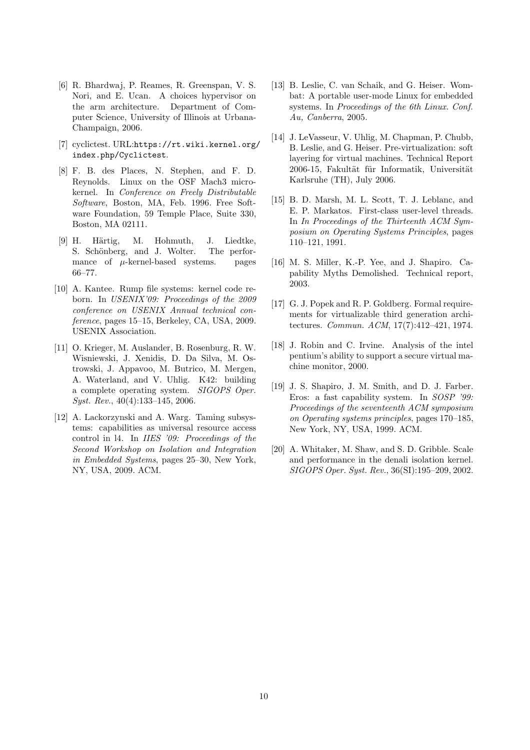[6] R. Bhardwaj, P. Reames, R. Greenspan, V. S. Nori, and E. Ucan. A choices hypervisor on the arm architecture. Department of Computer Science, University of Illinois at Urbana-Champaign, 2006.

[7] cyclictest. URL:https://rt.wiki.kernel.org/index.php/Cyclictest.

[8] F. B. des Places, N. Stephen, and F. D. Reynolds. Linux on the OSF Mach3 microkernel. In *Conference on Freely Distributable Software*, Boston, MA, Feb. 1996. Free Software Foundation, 59 Temple Place, Suite 330, Boston, MA 02111.

[9] H. Härtig, M. Hohmuth, J. Liedtke, S. Schönberg, and J. Wolter. The performance of $\mu$-kernel-based systems. pages 66–77.

[10] A. Kantee. Rump file systems: kernel code reborn. In *USENIX'09: Proceedings of the 2009 conference on USENIX Annual technical conference*, pages 15–15, Berkeley, CA, USA, 2009. USENIX Association.

[11] O. Krieger, M. Auslander, B. Rosenburg, R. W. Wisniewski, J. Xenidis, D. Da Silva, M. Ostrowski, J. Appavoo, M. Butrico, M. Mergen, A. Waterland, and V. Uhlig. K42: building a complete operating system. *SIGOPS Oper. Syst. Rev.*, 40(4):133–145, 2006.

[12] A. Lackorzynski and A. Warg. Taming subsystems: capabilities as universal resource access control in l4. In *IIES '09: Proceedings of the Second Workshop on Isolation and Integration in Embedded Systems*, pages 25–30, New York, NY, USA, 2009. ACM.

[13] B. Leslie, C. van Schaik, and G. Heiser. Wombat: A portable user-mode Linux for embedded systems. In *Proceedings of the 6th Linux. Conf. Au, Canberra*, 2005.

[14] J. LeVasseur, V. Uhlig, M. Chapman, P. Chubb, B. Leslie, and G. Heiser. Pre-virtualization: soft layering for virtual machines. Technical Report 2006-15, Fakultät für Informatik, Universität Karlsruhe (TH), July 2006.

[15] B. D. Marsh, M. L. Scott, T. J. Leblanc, and E. P. Markatos. First-class user-level threads. In *In Proceedings of the Thirteenth ACM Symposium on Operating Systems Principles*, pages 110–121, 1991.

[16] M. S. Miller, K.-P. Yee, and J. Shapiro. Capability Myths Demolished. Technical report, 2003.

[17] G. J. Popek and R. P. Goldberg. Formal requirements for virtualizable third generation architectures. *Commun. ACM*, 17(7):412–421, 1974.

[18] J. Robin and C. Irvine. Analysis of the intel pentium's ability to support a secure virtual machine monitor, 2000.

[19] J. S. Shapiro, J. M. Smith, and D. J. Farber. Eros: a fast capability system. In *SOSP '99: Proceedings of the seventeenth ACM symposium on Operating systems principles*, pages 170–185, New York, NY, USA, 1999. ACM.

[20] A. Whitaker, M. Shaw, and S. D. Gribble. Scale and performance in the denali isolation kernel. *SIGOPS Oper. Syst. Rev.*, 36(SI):195–209, 2002.